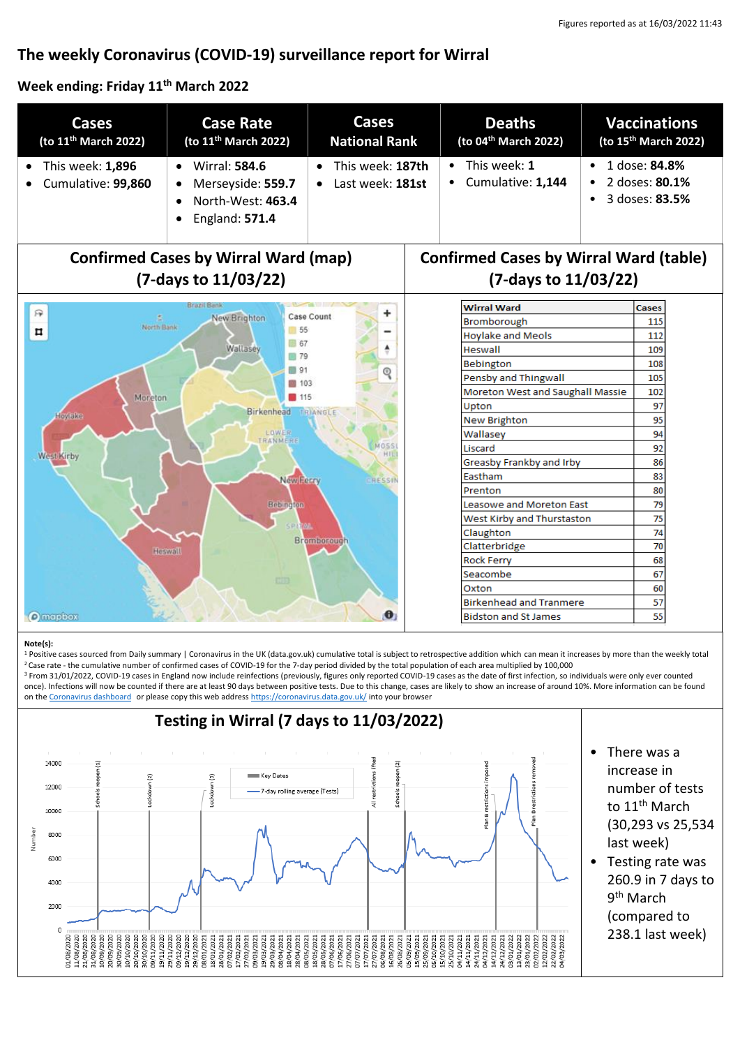Figures reported as at 16/03/2022 11:43

# The weekly Coronavirus (COVID-19) surveillance report for Wirral

## Week ending: Friday 11th March 2022

| Cases (to 11th March 2022) | Case Rate (to 11th March 2022) | Cases National Rank | Deaths (to 04th March 2022) | Vaccinations (to 15th March 2022) |
|---|---|---|---|---|
| • This week: **1,896**<br>• Cumulative: **99,860** | • Wirral: **584.6**<br>• Merseyside: **559.7**<br>• North-West: **463.4**<br>• England: **571.4** | • This week: **187th**<br>• Last week: **181st** | • This week: **1**<br>• Cumulative: **1,144** | • 1 dose: **84.8%**<br>• 2 doses: **80.1%**<br>• 3 doses: **83.5%** |

## Confirmed Cases by Wirral Ward (map) (7-days to 11/03/22)

## Confirmed Cases by Wirral Ward (table) (7-days to 11/03/22)

| Wirral Ward | Cases |
|---|---|
| Bromborough | 115 |
| Hoylake and Meols | 112 |
| Heswall | 109 |
| Bebington | 108 |
| Pensby and Thingwall | 105 |
| Moreton West and Saughall Massie | 102 |
| Upton | 97 |
| New Brighton | 95 |
| Wallasey | 94 |
| Liscard | 92 |
| Greasby Frankby and Irby | 86 |
| Eastham | 83 |
| Prenton | 80 |
| Leasowe and Moreton East | 79 |
| West Kirby and Thurstaston | 75 |
| Claughton | 74 |
| Clatterbridge | 70 |
| Rock Ferry | 68 |
| Seacombe | 67 |
| Oxton | 60 |
| Birkenhead and Tranmere | 57 |
| Bidston and St James | 55 |

**Note(s):**

[1] Positive cases sourced from Daily summary | Coronavirus in the UK (data.gov.uk) cumulative total is subject to retrospective addition which can mean it increases by more than the weekly total

[2] Case rate - the cumulative number of confirmed cases of COVID-19 for the 7-day period divided by the total population of each area multiplied by 100,000

[3] From 31/01/2022, COVID-19 cases in England now include reinfections (previously, figures only reported COVID-19 cases as the date of first infection, so individuals were only ever counted once). Infections will now be counted if there are at least 90 days between positive tests. Due to this change, cases are likely to show an increase of around 10%. More information can be found on the Coronavirus dashboard or please copy this web address https://coronavirus.data.gov.uk/ into your browser

## Testing in Wirral (7 days to 11/03/2022)

- There was a increase in number of tests to 11th March (30,293 vs 25,534 last week)
- Testing rate was 260.9 in 7 days to 9th March (compared to 238.1 last week)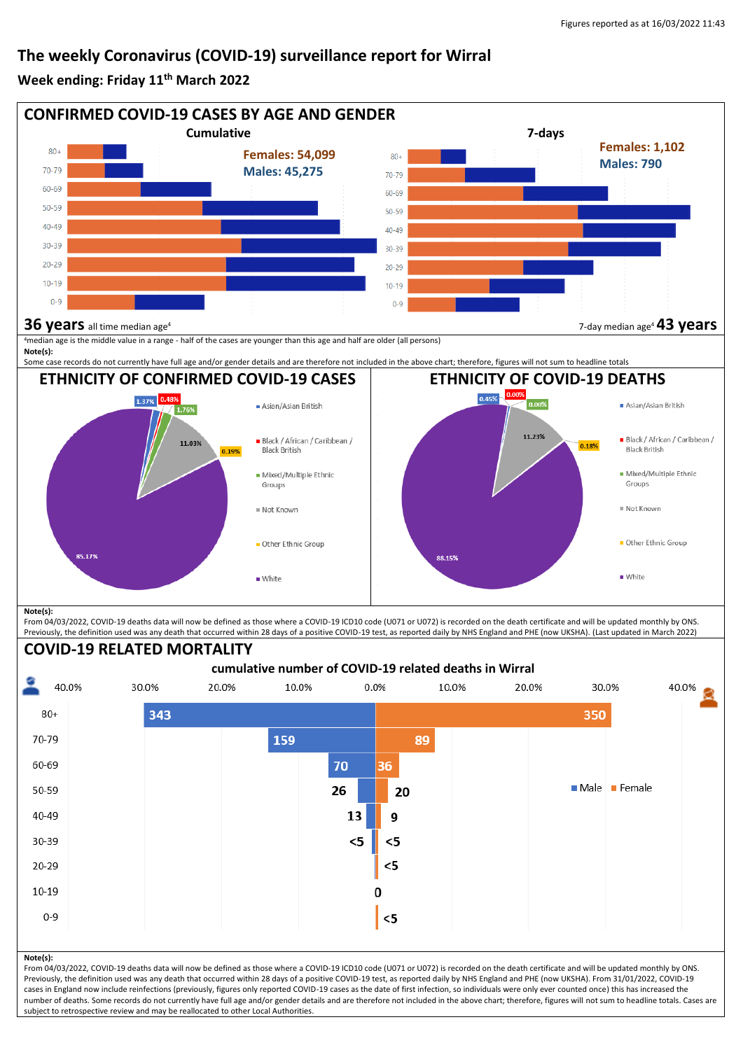Figures reported as at 16/03/2022 11:43

# The weekly Coronavirus (COVID-19) surveillance report for Wirral

## Week ending: Friday 11th March 2022

## CONFIRMED COVID-19 CASES BY AGE AND GENDER

**Cumulative**

Females: 54,099
Males: 45,275

Age bands: 80+, 70-79, 60-69, 50-59, 40-49, 30-39, 20-29, 10-19, 0-9

**36 years** all time median age[4]

**7-days**

Females: 1,102
Males: 790

Age bands: 80+, 70-79, 60-69, 50-59, 40-49, 30-39, 20-29, 10-19, 0-9

7-day median age[4] **43 years**

[4]median age is the middle value in a range - half of the cases are younger than this age and half are older (all persons)

**Note(s):**
Some case records do not currently have full age and/or gender details and are therefore not included in the above chart; therefore, figures will not sum to headline totals

## ETHNICITY OF CONFIRMED COVID-19 CASES

| Ethnicity | % |
|---|---|
| Asian/Asian British | 1.37% |
| Black / African / Caribbean / Black British | 0.48% |
| Mixed/Multiple Ethnic Groups | 1.76% |
| Not Known | 11.03% |
| Other Ethnic Group | 0.19% |
| White | 85.17% |

## ETHNICITY OF COVID-19 DEATHS

| Ethnicity | % |
|---|---|
| Asian/Asian British | 0.45% |
| Black / African / Caribbean / Black British | 0.00% |
| Mixed/Multiple Ethnic Groups | 0.00% |
| Not Known | 11.23% |
| Other Ethnic Group | 0.18% |
| White | 88.15% |

**Note(s):**
From 04/03/2022, COVID-19 deaths data will now be defined as those where a COVID-19 ICD10 code (U071 or U072) is recorded on the death certificate and will be updated monthly by ONS. Previously, the definition used was any death that occurred within 28 days of a positive COVID-19 test, as reported daily by NHS England and PHE (now UKSHA). (Last updated in March 2022)

## COVID-19 RELATED MORTALITY

**cumulative number of COVID-19 related deaths in Wirral**

| Age | Male | Female |
|---|---|---|
| 80+ | 343 | 350 |
| 70-79 | 159 | 89 |
| 60-69 | 70 | 36 |
| 50-59 | 26 | 20 |
| 40-49 | 13 | 9 |
| 30-39 | <5 | <5 |
| 20-29 | | <5 |
| 10-19 | 0 | |
| 0-9 | | <5 |

**Note(s):**
From 04/03/2022, COVID-19 deaths data will now be defined as those where a COVID-19 ICD10 code (U071 or U072) is recorded on the death certificate and will be updated monthly by ONS. Previously, the definition used was any death that occurred within 28 days of a positive COVID-19 test, as reported daily by NHS England and PHE (now UKSHA). From 31/01/2022, COVID-19 cases in England now include reinfections (previously, figures only reported COVID-19 cases as the date of first infection, so individuals were only ever counted once) this has increased the number of deaths. Some records do not currently have full age and/or gender details and are therefore not included in the above chart; therefore, figures will not sum to headline totals. Cases are subject to retrospective review and may be reallocated to other Local Authorities.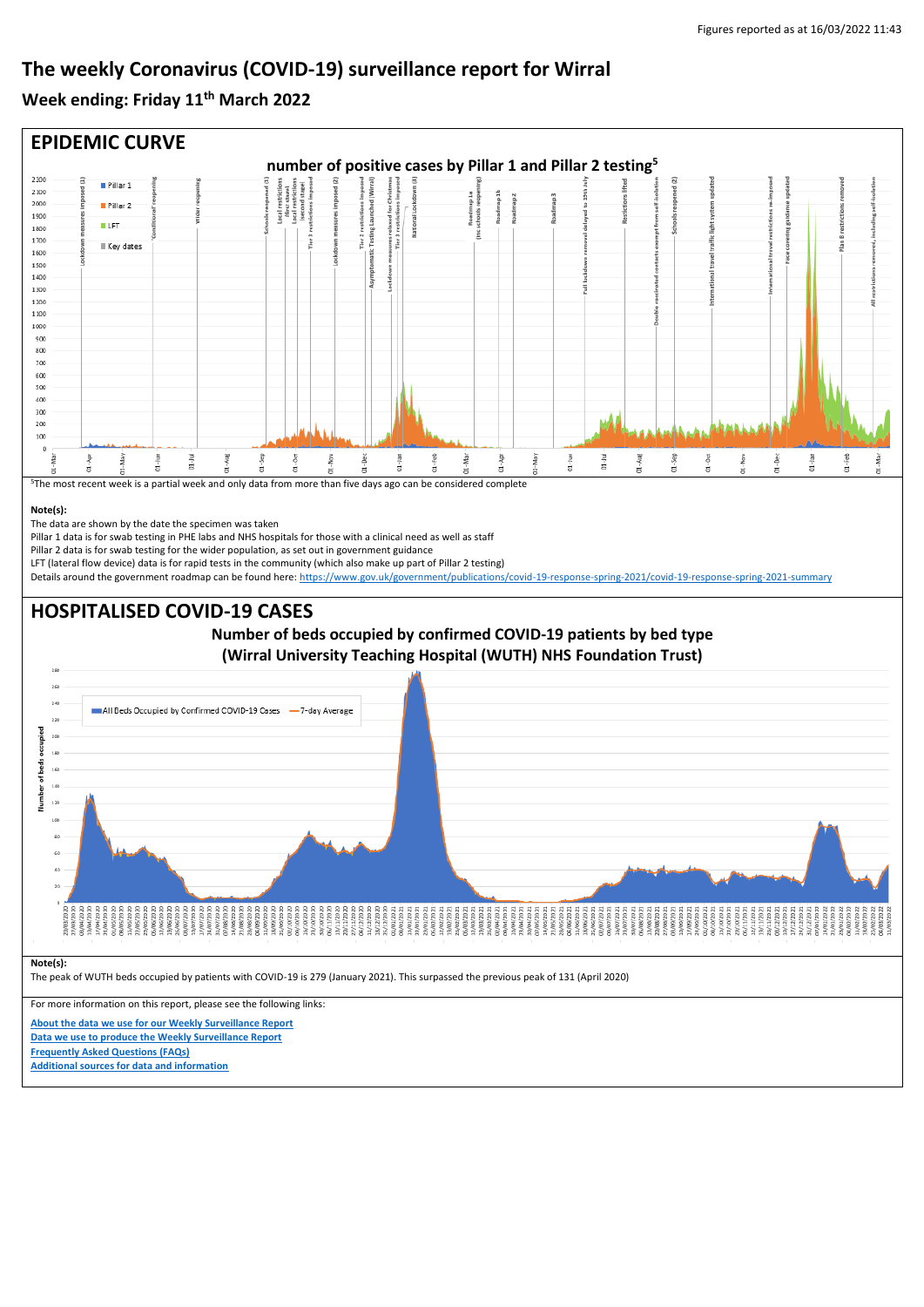Figures reported as at 16/03/2022 11:43

# The weekly Coronavirus (COVID-19) surveillance report for Wirral

## Week ending: Friday 11th March 2022

## EPIDEMIC CURVE

number of positive cases by Pillar 1 and Pillar 2 testing[5]

Pillar 1
Pillar 2
LFT
Key dates

Lockdown measures imposed (1)
'Conditional' reopening
Wider reopening
Schools reopened (1)
Local restrictions (first stage)
Local restrictions (second stage)
Tier 3 restrictions imposed
Lockdown measures imposed (2)
Tier 2 restrictions imposed
Asymptomatic Testing Launched (Wirral)
Lockdown measures relaxed for Christmas
Tier 3 restrictions imposed
National Lockdown (3)
Roadmap 1a (inc schools reopening)
Roadmap 1b
Roadmap 2
Roadmap 3
Full lockdown removal delayed to 19th July
Restrictions lifted
Double vaccinated contacts exempt from self isolation
Schools reopened (2)
International travel traffic light system updated
International travel restrictions re-imposed
Face covering guidance updated
Plan B restrictions removed
All restrictions removed, including self isolation

[5]The most recent week is a partial week and only data from more than five days ago can be considered complete

**Note(s):**

The data are shown by the date the specimen was taken

Pillar 1 data is for swab testing in PHE labs and NHS hospitals for those with a clinical need as well as staff

Pillar 2 data is for swab testing for the wider population, as set out in government guidance

LFT (lateral flow device) data is for rapid tests in the community (which also make up part of Pillar 2 testing)

Details around the government roadmap can be found here: https://www.gov.uk/government/publications/covid-19-response-spring-2021/covid-19-response-spring-2021-summary

## HOSPITALISED COVID-19 CASES

Number of beds occupied by confirmed COVID-19 patients by bed type
(Wirral University Teaching Hospital (WUTH) NHS Foundation Trust)

All Beds Occupied by Confirmed COVID-19 Cases
7-day Average

Number of beds occupied

**Note(s):**

The peak of WUTH beds occupied by patients with COVID-19 is 279 (January 2021). This surpassed the previous peak of 131 (April 2020)

For more information on this report, please see the following links:

**About the data we use for our Weekly Surveillance Report**

**Data we use to produce the Weekly Surveillance Report**

**Frequently Asked Questions (FAQs)**

**Additional sources for data and information**